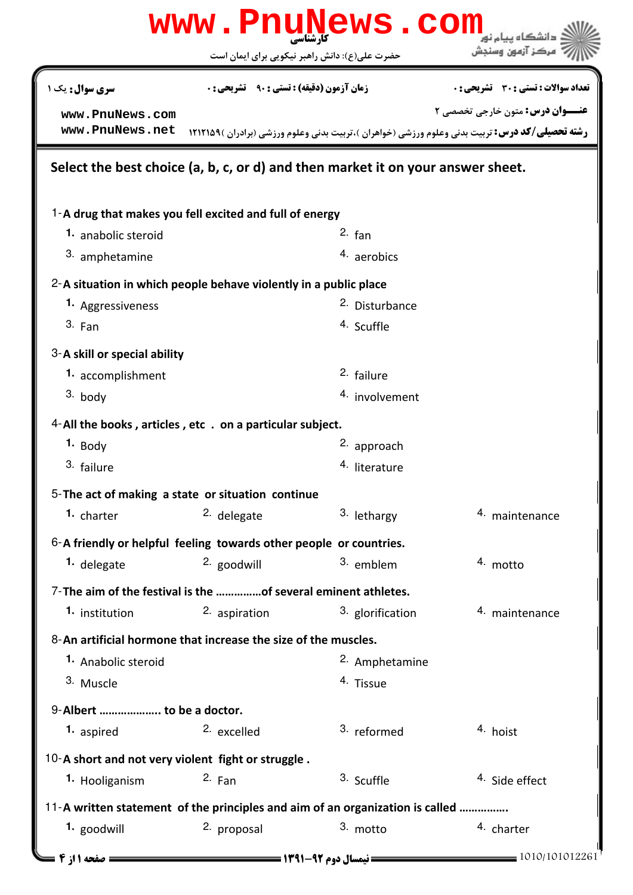کارشناسی

حضرت علی(ع): دانش راهبر نیکویی برای ایمان است

دانشگاه پیام نور
مرکز آزمون وسنجش

**سری سوال:** یک ۱ | **زمان آزمون (دقیقه) : تستی : ۹۰ تشریحی : ۰** | **تعداد سوالات : تستی : ۳۰ تشریحی : ۰**

**عنـــوان درس:** متون خارجی تخصصی ۲

**رشته تحصیلی/کد درس:** تربیت بدنی وعلوم ورزشی (خواهران )،تربیت بدنی وعلوم ورزشی (برادران )۱۲۱۲۱۵۹

www.PnuNews.com
www.PnuNews.net

**Select the best choice (a, b, c, or d) and then market it on your answer sheet.**

1-**A drug that makes you fell excited and full of energy**

1. anabolic steroid
2. fan
3. amphetamine
4. aerobics

2-**A situation in which people behave violently in a public place**

1. Aggressiveness
2. Disturbance
3. Fan
4. Scuffle

3-**A skill or special ability**

1. accomplishment
2. failure
3. body
4. involvement

4-**All the books , articles , etc . on a particular subject.**

1. Body
2. approach
3. failure
4. literature

5-**The act of making a state or situation continue**

1. charter
2. delegate
3. lethargy
4. maintenance

6-**A friendly or helpful feeling towards other people or countries.**

1. delegate
2. goodwill
3. emblem
4. motto

7-**The aim of the festival is the ……………of several eminent athletes.**

1. institution
2. aspiration
3. glorification
4. maintenance

8-**An artificial hormone that increase the size of the muscles.**

1. Anabolic steroid
2. Amphetamine
3. Muscle
4. Tissue

9-**Albert ……………….. to be a doctor.**

1. aspired
2. excelled
3. reformed
4. hoist

10-**A short and not very violent fight or struggle .**

1. Hooliganism
2. Fan
3. Scuffle
4. Side effect

11-**A written statement of the principles and aim of an organization is called ……………**

1. goodwill
2. proposal
3. motto
4. charter

نیمسال دوم ۹۲-۱۳۹۱

1010/101012261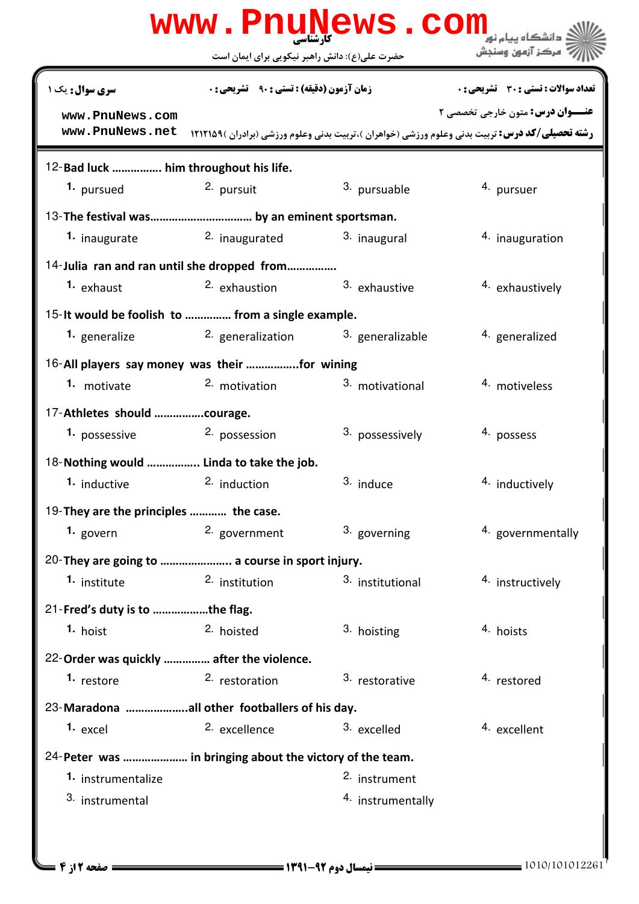12-Bad luck ……………. him throughout his life.

1. pursued
2. pursuit
3. pursuable
4. pursuer

13-The festival was……………………………. by an eminent sportsman.

1. inaugurate
2. inaugurated
3. inaugural
4. inauguration

14-Julia ran and ran until she dropped from…………….

1. exhaust
2. exhaustion
3. exhaustive
4. exhaustively

15-It would be foolish to …………… from a single example.

1. generalize
2. generalization
3. generalizable
4. generalized

16-All players say money was their ……………..for wining

1. motivate
2. motivation
3. motivational
4. motiveless

17-Athletes should …………….courage.

1. possessive
2. possession
3. possessively
4. possess

18-Nothing would …………….. Linda to take the job.

1. inductive
2. induction
3. induce
4. inductively

19-They are the principles ………… the case.

1. govern
2. government
3. governing
4. governmentally

20-They are going to ………………….. a course in sport injury.

1. institute
2. institution
3. institutional
4. instructively

21-Fred's duty is to ………………the flag.

1. hoist
2. hoisted
3. hoisting
4. hoists

22-Order was quickly …………… after the violence.

1. restore
2. restoration
3. restorative
4. restored

23-Maradona ………………..all other footballers of his day.

1. excel
2. excellence
3. excelled
4. excellent

24-Peter was ………………… in bringing about the victory of the team.

1. instrumentalize
2. instrument
3. instrumental
4. instrumentally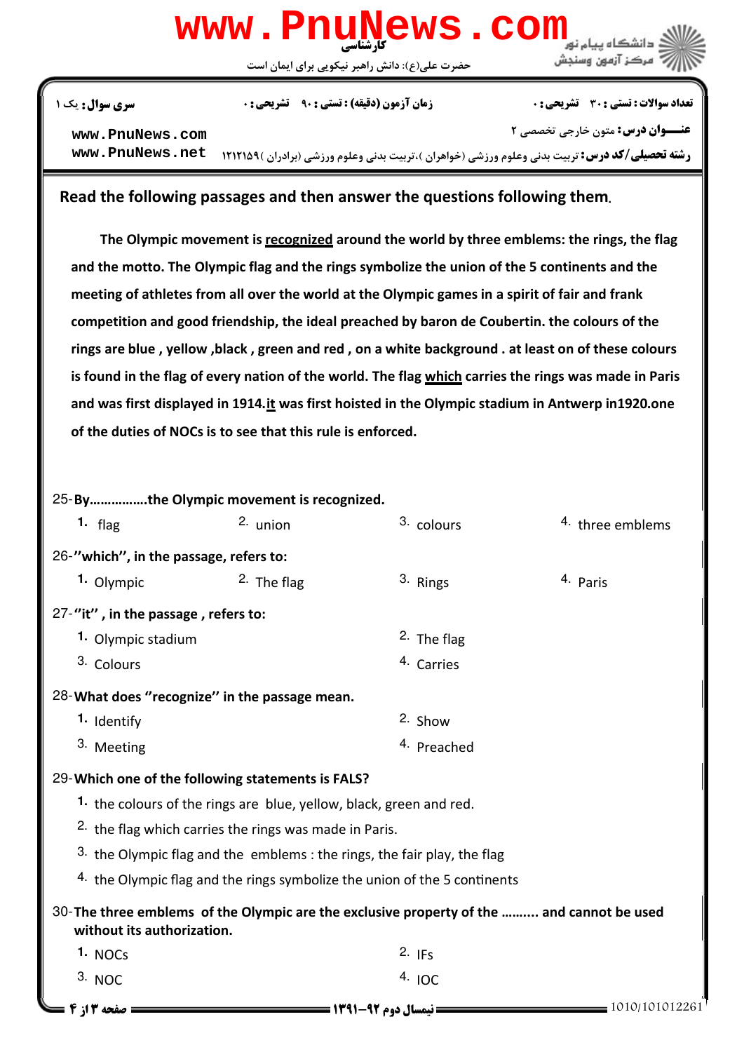## Read the following passages and then answer the questions following them.

**The Olympic movement is <u>recognized</u> around the world by three emblems: the rings, the flag and the motto. The Olympic flag and the rings symbolize the union of the 5 continents and the meeting of athletes from all over the world at the Olympic games in a spirit of fair and frank competition and good friendship, the ideal preached by baron de Coubertin. the colours of the rings are blue , yellow ,black , green and red , on a white background . at least on of these colours is found in the flag of every nation of the world. The flag <u>which</u> carries the rings was made in Paris and was first displayed in 1914.<u>it</u> was first hoisted in the Olympic stadium in Antwerp in1920.one of the duties of NOCs is to see that this rule is enforced.**

25-**By................the Olympic movement is recognized.**

1. flag
2. union
3. colours
4. three emblems

26-**''which'', in the passage, refers to:**

1. Olympic
2. The flag
3. Rings
4. Paris

27-**''it'' , in the passage , refers to:**

1. Olympic stadium
2. The flag
3. Colours
4. Carries

28-**What does ''recognize'' in the passage mean.**

1. Identify
2. Show
3. Meeting
4. Preached

29-**Which one of the following statements is FALS?**

1. the colours of the rings are blue, yellow, black, green and red.
2. the flag which carries the rings was made in Paris.
3. the Olympic flag and the emblems : the rings, the fair play, the flag
4. the Olympic flag and the rings symbolize the union of the 5 continents

30-**The three emblems of the Olympic are the exclusive property of the .......... and cannot be used without its authorization.**

1. NOCs
2. IFs
3. NOC
4. IOC